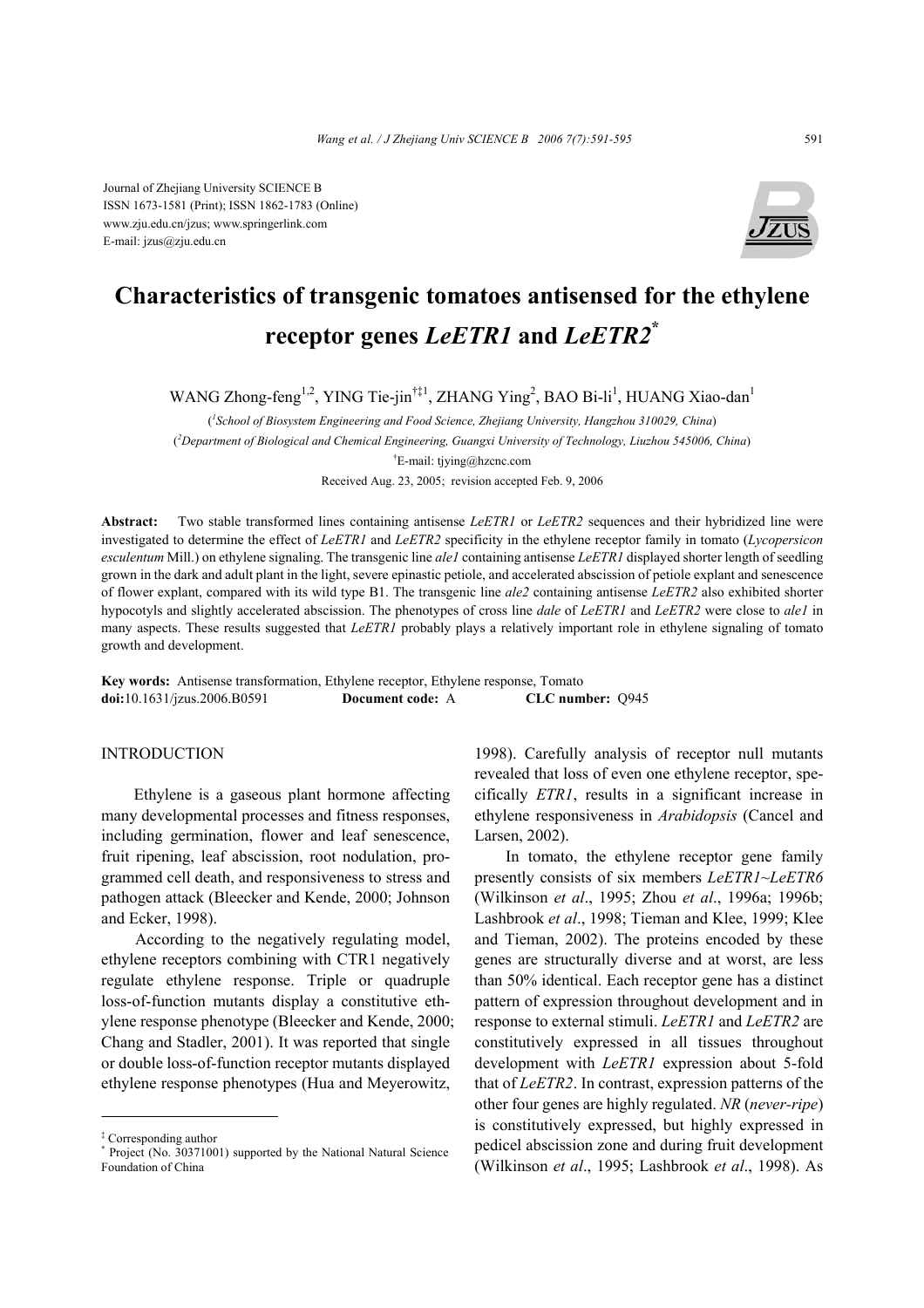Journal of Zhejiang University SCIENCE B
ISSN 1673-1581 (Print); ISSN 1862-1783 (Online)
www.zju.edu.cn/jzus; www.springerlink.com
E-mail: jzus@zju.edu.cn

# Characteristics of transgenic tomatoes antisensed for the ethylene receptor genes *LeETR1* and *LeETR2*[*]

WANG Zhong-feng[1,2], YING Tie-jin[†‡1], ZHANG Ying[2], BAO Bi-li[1], HUANG Xiao-dan[1]

([1]School of Biosystem Engineering and Food Science, Zhejiang University, Hangzhou 310029, China)

([2]Department of Biological and Chemical Engineering, Guangxi University of Technology, Liuzhou 545006, China)

[†]E-mail: tjying@hzcnc.com

Received Aug. 23, 2005; revision accepted Feb. 9, 2006

**Abstract:** Two stable transformed lines containing antisense *LeETR1* or *LeETR2* sequences and their hybridized line were investigated to determine the effect of *LeETR1* and *LeETR2* specificity in the ethylene receptor family in tomato (*Lycopersicon esculentum* Mill.) on ethylene signaling. The transgenic line *ale1* containing antisense *LeETR1* displayed shorter length of seedling grown in the dark and adult plant in the light, severe epinastic petiole, and accelerated abscission of petiole explant and senescence of flower explant, compared with its wild type B1. The transgenic line *ale2* containing antisense *LeETR2* also exhibited shorter hypocotyls and slightly accelerated abscission. The phenotypes of cross line *dale* of *LeETR1* and *LeETR2* were close to *ale1* in many aspects. These results suggested that *LeETR1* probably plays a relatively important role in ethylene signaling of tomato growth and development.

**Key words:** Antisense transformation, Ethylene receptor, Ethylene response, Tomato
**doi:**10.1631/jzus.2006.B0591 **Document code:** A **CLC number:** Q945

## INTRODUCTION

Ethylene is a gaseous plant hormone affecting many developmental processes and fitness responses, including germination, flower and leaf senescence, fruit ripening, leaf abscission, root nodulation, programmed cell death, and responsiveness to stress and pathogen attack (Bleecker and Kende, 2000; Johnson and Ecker, 1998).

According to the negatively regulating model, ethylene receptors combining with CTR1 negatively regulate ethylene response. Triple or quadruple loss-of-function mutants display a constitutive ethylene response phenotype (Bleecker and Kende, 2000; Chang and Stadler, 2001). It was reported that single or double loss-of-function receptor mutants displayed ethylene response phenotypes (Hua and Meyerowitz, 1998). Carefully analysis of receptor null mutants revealed that loss of even one ethylene receptor, specifically *ETR1*, results in a significant increase in ethylene responsiveness in *Arabidopsis* (Cancel and Larsen, 2002).

In tomato, the ethylene receptor gene family presently consists of six members *LeETR1*~*LeETR6* (Wilkinson *et al*., 1995; Zhou *et al*., 1996a; 1996b; Lashbrook *et al*., 1998; Tieman and Klee, 1999; Klee and Tieman, 2002). The proteins encoded by these genes are structurally diverse and at worst, are less than 50% identical. Each receptor gene has a distinct pattern of expression throughout development and in response to external stimuli. *LeETR1* and *LeETR2* are constitutively expressed in all tissues throughout development with *LeETR1* expression about 5-fold that of *LeETR2*. In contrast, expression patterns of the other four genes are highly regulated. *NR* (*never-ripe*) is constitutively expressed, but highly expressed in pedicel abscission zone and during fruit development (Wilkinson *et al*., 1995; Lashbrook *et al*., 1998). As

---

[‡] Corresponding author
[*] Project (No. 30371001) supported by the National Natural Science Foundation of China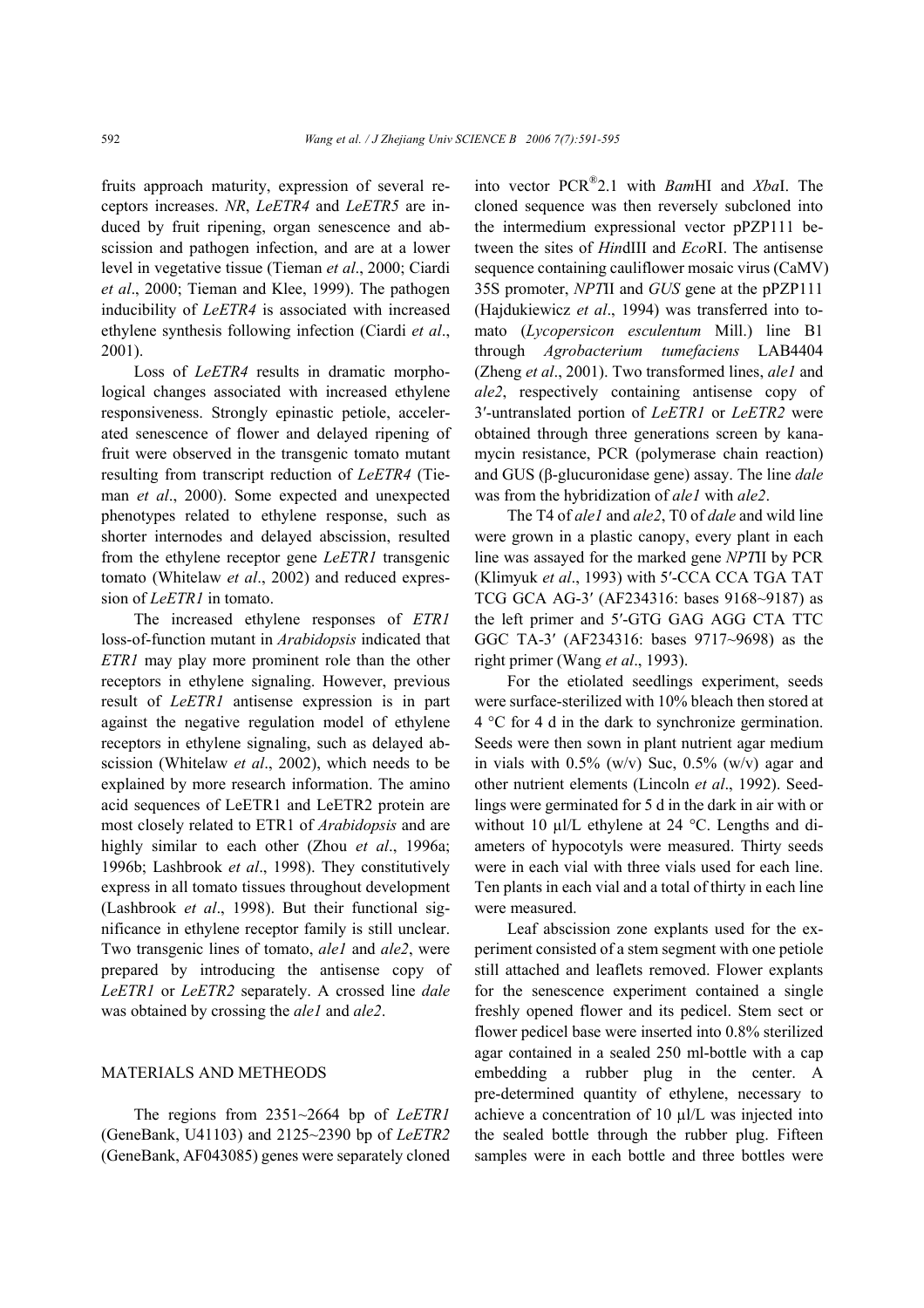fruits approach maturity, expression of several receptors increases. *NR*, *LeETR4* and *LeETR5* are induced by fruit ripening, organ senescence and abscission and pathogen infection, and are at a lower level in vegetative tissue (Tieman *et al*., 2000; Ciardi *et al*., 2000; Tieman and Klee, 1999). The pathogen inducibility of *LeETR4* is associated with increased ethylene synthesis following infection (Ciardi *et al*., 2001).

Loss of *LeETR4* results in dramatic morphological changes associated with increased ethylene responsiveness. Strongly epinastic petiole, accelerated senescence of flower and delayed ripening of fruit were observed in the transgenic tomato mutant resulting from transcript reduction of *LeETR4* (Tieman *et al*., 2000). Some expected and unexpected phenotypes related to ethylene response, such as shorter internodes and delayed abscission, resulted from the ethylene receptor gene *LeETR1* transgenic tomato (Whitelaw *et al*., 2002) and reduced expression of *LeETR1* in tomato.

The increased ethylene responses of *ETR1* loss-of-function mutant in *Arabidopsis* indicated that *ETR1* may play more prominent role than the other receptors in ethylene signaling. However, previous result of *LeETR1* antisense expression is in part against the negative regulation model of ethylene receptors in ethylene signaling, such as delayed abscission (Whitelaw *et al*., 2002), which needs to be explained by more research information. The amino acid sequences of LeETR1 and LeETR2 protein are most closely related to ETR1 of *Arabidopsis* and are highly similar to each other (Zhou *et al*., 1996a; 1996b; Lashbrook *et al*., 1998). They constitutively express in all tomato tissues throughout development (Lashbrook *et al*., 1998). But their functional significance in ethylene receptor family is still unclear. Two transgenic lines of tomato, *ale1* and *ale2*, were prepared by introducing the antisense copy of *LeETR1* or *LeETR2* separately. A crossed line *dale* was obtained by crossing the *ale1* and *ale2*.

## MATERIALS AND METHEODS

The regions from 2351~2664 bp of *LeETR1* (GeneBank, U41103) and 2125~2390 bp of *LeETR2* (GeneBank, AF043085) genes were separately cloned into vector PCR®2.1 with *Bam*HI and *Xba*I. The cloned sequence was then reversely subcloned into the intermedium expressional vector pPZP111 between the sites of *Hin*dIII and *Eco*RI. The antisense sequence containing cauliflower mosaic virus (CaMV) 35S promoter, *NPT*II and *GUS* gene at the pPZP111 (Hajdukiewicz *et al*., 1994) was transferred into tomato (*Lycopersicon esculentum* Mill.) line B1 through *Agrobacterium tumefaciens* LAB4404 (Zheng *et al*., 2001). Two transformed lines, *ale1* and *ale2*, respectively containing antisense copy of 3′-untranslated portion of *LeETR1* or *LeETR2* were obtained through three generations screen by kanamycin resistance, PCR (polymerase chain reaction) and GUS (β-glucuronidase gene) assay. The line *dale* was from the hybridization of *ale1* with *ale2*.

The T4 of *ale1* and *ale2*, T0 of *dale* and wild line were grown in a plastic canopy, every plant in each line was assayed for the marked gene *NPT*II by PCR (Klimyuk *et al*., 1993) with 5′-CCA CCA TGA TAT TCG GCA AG-3′ (AF234316: bases 9168~9187) as the left primer and 5′-GTG GAG AGG CTA TTC GGC TA-3′ (AF234316: bases 9717~9698) as the right primer (Wang *et al*., 1993).

For the etiolated seedlings experiment, seeds were surface-sterilized with 10% bleach then stored at 4 °C for 4 d in the dark to synchronize germination. Seeds were then sown in plant nutrient agar medium in vials with 0.5% (w/v) Suc, 0.5% (w/v) agar and other nutrient elements (Lincoln *et al*., 1992). Seedlings were germinated for 5 d in the dark in air with or without 10 μl/L ethylene at 24 °C. Lengths and diameters of hypocotyls were measured. Thirty seeds were in each vial with three vials used for each line. Ten plants in each vial and a total of thirty in each line were measured.

Leaf abscission zone explants used for the experiment consisted of a stem segment with one petiole still attached and leaflets removed. Flower explants for the senescence experiment contained a single freshly opened flower and its pedicel. Stem sect or flower pedicel base were inserted into 0.8% sterilized agar contained in a sealed 250 ml-bottle with a cap embedding a rubber plug in the center. A pre-determined quantity of ethylene, necessary to achieve a concentration of 10 μl/L was injected into the sealed bottle through the rubber plug. Fifteen samples were in each bottle and three bottles were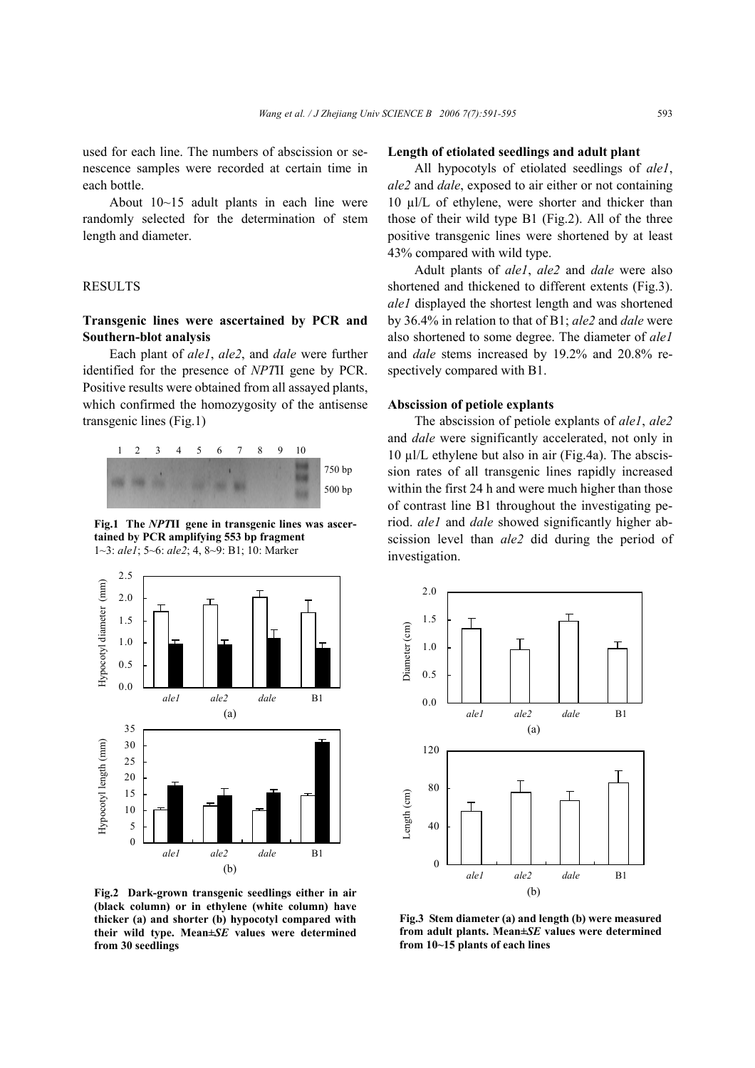used for each line. The numbers of abscission or senescence samples were recorded at certain time in each bottle.

About 10~15 adult plants in each line were randomly selected for the determination of stem length and diameter.

## RESULTS

### Transgenic lines were ascertained by PCR and Southern-blot analysis

Each plant of *ale1*, *ale2*, and *dale* were further identified for the presence of *NPT*II gene by PCR. Positive results were obtained from all assayed plants, which confirmed the homozygosity of the antisense transgenic lines (Fig.1)

**Fig.1 The *NPT*II gene in transgenic lines was ascertained by PCR amplifying 553 bp fragment**
1~3: *ale1*; 5~6: *ale2*; 4, 8~9: B1; 10: Marker

**Fig.2 Dark-grown transgenic seedlings either in air (black column) or in ethylene (white column) have thicker (a) and shorter (b) hypocotyl compared with their wild type. Mean±*SE* values were determined from 30 seedlings**

### Length of etiolated seedlings and adult plant

All hypocotyls of etiolated seedlings of *ale1*, *ale2* and *dale*, exposed to air either or not containing 10 μl/L of ethylene, were shorter and thicker than those of their wild type B1 (Fig.2). All of the three positive transgenic lines were shortened by at least 43% compared with wild type.

Adult plants of *ale1*, *ale2* and *dale* were also shortened and thickened to different extents (Fig.3). *ale1* displayed the shortest length and was shortened by 36.4% in relation to that of B1; *ale2* and *dale* were also shortened to some degree. The diameter of *ale1* and *dale* stems increased by 19.2% and 20.8% respectively compared with B1.

### Abscission of petiole explants

The abscission of petiole explants of *ale1*, *ale2* and *dale* were significantly accelerated, not only in 10 μl/L ethylene but also in air (Fig.4a). The abscission rates of all transgenic lines rapidly increased within the first 24 h and were much higher than those of contrast line B1 throughout the investigating period. *ale1* and *dale* showed significantly higher abscission level than *ale2* did during the period of investigation.

**Fig.3 Stem diameter (a) and length (b) were measured from adult plants. Mean±*SE* values were determined from 10~15 plants of each lines**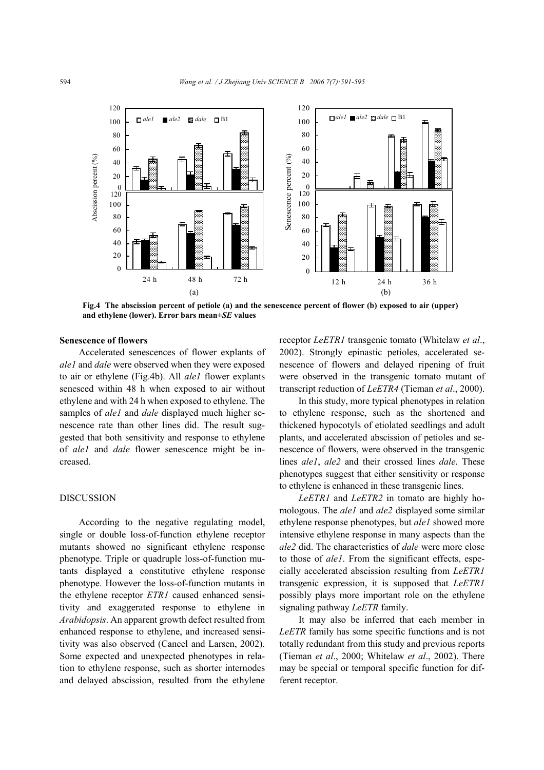**Fig.4 The abscission percent of petiole (a) and the senescence percent of flower (b) exposed to air (upper) and ethylene (lower). Error bars mean±*SE* values**

### Senescence of flowers

Accelerated senescences of flower explants of *ale1* and *dale* were observed when they were exposed to air or ethylene (Fig.4b). All *ale1* flower explants senesced within 48 h when exposed to air without ethylene and with 24 h when exposed to ethylene. The samples of *ale1* and *dale* displayed much higher senescence rate than other lines did. The result suggested that both sensitivity and response to ethylene of *ale1* and *dale* flower senescence might be increased.

## DISCUSSION

According to the negative regulating model, single or double loss-of-function ethylene receptor mutants showed no significant ethylene response phenotype. Triple or quadruple loss-of-function mutants displayed a constitutive ethylene response phenotype. However the loss-of-function mutants in the ethylene receptor *ETR1* caused enhanced sensitivity and exaggerated response to ethylene in *Arabidopsis*. An apparent growth defect resulted from enhanced response to ethylene, and increased sensitivity was also observed (Cancel and Larsen, 2002). Some expected and unexpected phenotypes in relation to ethylene response, such as shorter internodes and delayed abscission, resulted from the ethylene receptor *LeETR1* transgenic tomato (Whitelaw *et al*., 2002). Strongly epinastic petioles, accelerated senescence of flowers and delayed ripening of fruit were observed in the transgenic tomato mutant of transcript reduction of *LeETR4* (Tieman *et al*., 2000).

In this study, more typical phenotypes in relation to ethylene response, such as the shortened and thickened hypocotyls of etiolated seedlings and adult plants, and accelerated abscission of petioles and senescence of flowers, were observed in the transgenic lines *ale1*, *ale2* and their crossed lines *dale*. These phenotypes suggest that either sensitivity or response to ethylene is enhanced in these transgenic lines.

*LeETR1* and *LeETR2* in tomato are highly homologous. The *ale1* and *ale2* displayed some similar ethylene response phenotypes, but *ale1* showed more intensive ethylene response in many aspects than the *ale2* did. The characteristics of *dale* were more close to those of *ale1*. From the significant effects, especially accelerated abscission resulting from *LeETR1* transgenic expression, it is supposed that *LeETR1* possibly plays more important role on the ethylene signaling pathway *LeETR* family.

It may also be inferred that each member in *LeETR* family has some specific functions and is not totally redundant from this study and previous reports (Tieman *et al*., 2000; Whitelaw *et al*., 2002). There may be special or temporal specific function for different receptor.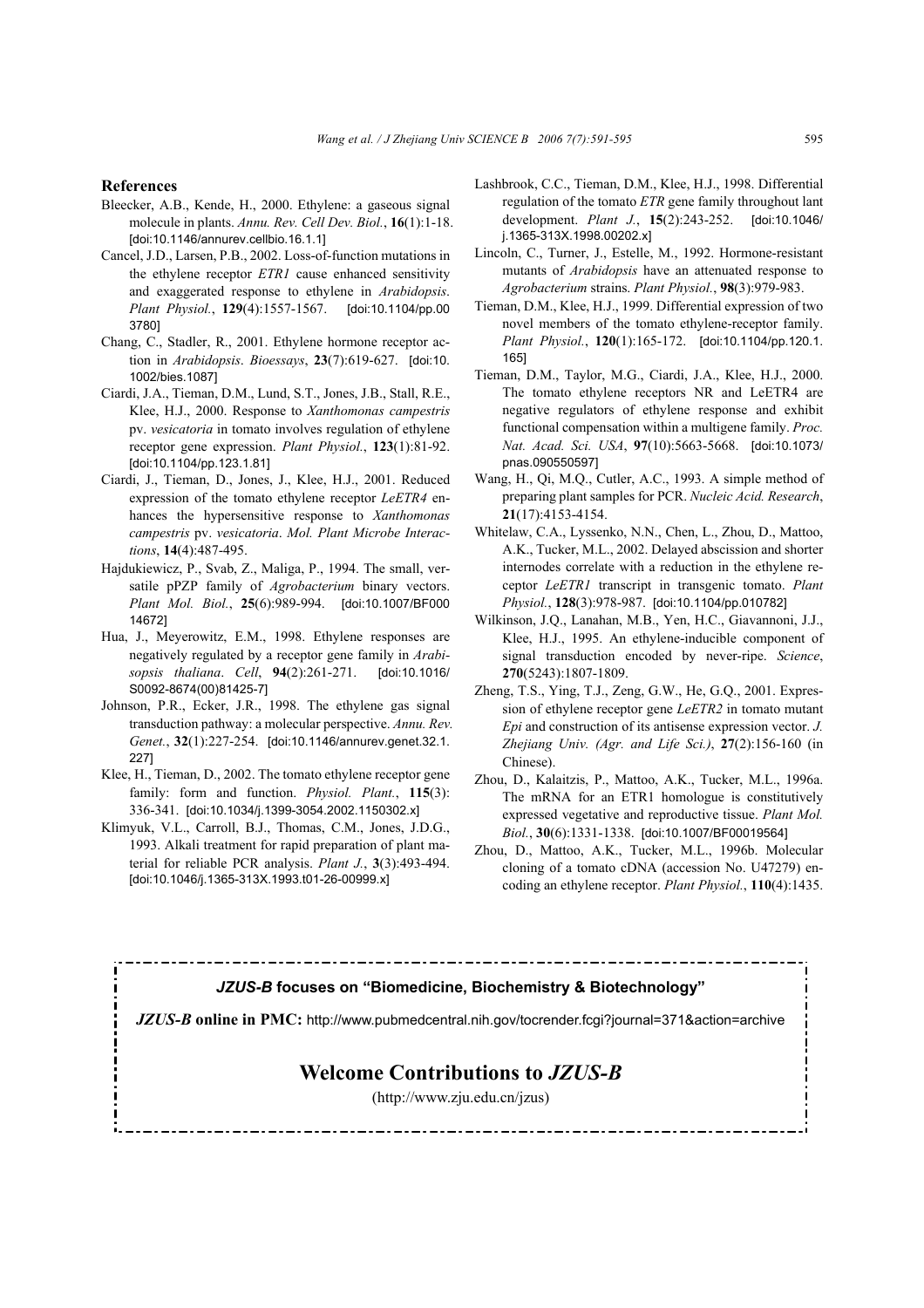## References

Bleecker, A.B., Kende, H., 2000. Ethylene: a gaseous signal molecule in plants. *Annu. Rev. Cell Dev. Biol.*, **16**(1):1-18. [doi:10.1146/annurev.cellbio.16.1.1]

Cancel, J.D., Larsen, P.B., 2002. Loss-of-function mutations in the ethylene receptor *ETR1* cause enhanced sensitivity and exaggerated response to ethylene in *Arabidopsis*. *Plant Physiol.*, **129**(4):1557-1567. [doi:10.1104/pp.003780]

Chang, C., Stadler, R., 2001. Ethylene hormone receptor action in *Arabidopsis*. *Bioessays*, **23**(7):619-627. [doi:10.1002/bies.1087]

Ciardi, J.A., Tieman, D.M., Lund, S.T., Jones, J.B., Stall, R.E., Klee, H.J., 2000. Response to *Xanthomonas campestris* pv. *vesicatoria* in tomato involves regulation of ethylene receptor gene expression. *Plant Physiol.*, **123**(1):81-92. [doi:10.1104/pp.123.1.81]

Ciardi, J., Tieman, D., Jones, J., Klee, H.J., 2001. Reduced expression of the tomato ethylene receptor *LeETR4* enhances the hypersensitive response to *Xanthomonas campestris* pv. *vesicatoria*. *Mol. Plant Microbe Interactions*, **14**(4):487-495.

Hajdukiewicz, P., Svab, Z., Maliga, P., 1994. The small, versatile pPZP family of *Agrobacterium* binary vectors. *Plant Mol. Biol.*, **25**(6):989-994. [doi:10.1007/BF00014672]

Hua, J., Meyerowitz, E.M., 1998. Ethylene responses are negatively regulated by a receptor gene family in *Arabidopsis thaliana*. *Cell*, **94**(2):261-271. [doi:10.1016/S0092-8674(00)81425-7]

Johnson, P.R., Ecker, J.R., 1998. The ethylene gas signal transduction pathway: a molecular perspective. *Annu. Rev. Genet.*, **32**(1):227-254. [doi:10.1146/annurev.genet.32.1.227]

Klee, H., Tieman, D., 2002. The tomato ethylene receptor gene family: form and function. *Physiol. Plant.*, **115**(3):336-341. [doi:10.1034/j.1399-3054.2002.1150302.x]

Klimyuk, V.L., Carroll, B.J., Thomas, C.M., Jones, J.D.G., 1993. Alkali treatment for rapid preparation of plant material for reliable PCR analysis. *Plant J.*, **3**(3):493-494. [doi:10.1046/j.1365-313X.1993.t01-26-00999.x]

Lashbrook, C.C., Tieman, D.M., Klee, H.J., 1998. Differential regulation of the tomato *ETR* gene family throughout lant development. *Plant J.*, **15**(2):243-252. [doi:10.1046/j.1365-313X.1998.00202.x]

Lincoln, C., Turner, J., Estelle, M., 1992. Hormone-resistant mutants of *Arabidopsis* have an attenuated response to *Agrobacterium* strains. *Plant Physiol.*, **98**(3):979-983.

Tieman, D.M., Klee, H.J., 1999. Differential expression of two novel members of the tomato ethylene-receptor family. *Plant Physiol.*, **120**(1):165-172. [doi:10.1104/pp.120.1.165]

Tieman, D.M., Taylor, M.G., Ciardi, J.A., Klee, H.J., 2000. The tomato ethylene receptors NR and LeETR4 are negative regulators of ethylene response and exhibit functional compensation within a multigene family. *Proc. Nat. Acad. Sci. USA*, **97**(10):5663-5668. [doi:10.1073/pnas.090550597]

Wang, H., Qi, M.Q., Cutler, A.C., 1993. A simple method of preparing plant samples for PCR. *Nucleic Acid. Research*, **21**(17):4153-4154.

Whitelaw, C.A., Lyssenko, N.N., Chen, L., Zhou, D., Mattoo, A.K., Tucker, M.L., 2002. Delayed abscission and shorter internodes correlate with a reduction in the ethylene receptor *LeETR1* transcript in transgenic tomato. *Plant Physiol.*, **128**(3):978-987. [doi:10.1104/pp.010782]

Wilkinson, J.Q., Lanahan, M.B., Yen, H.C., Giavannoni, J.J., Klee, H.J., 1995. An ethylene-inducible component of signal transduction encoded by never-ripe. *Science*, **270**(5243):1807-1809.

Zheng, T.S., Ying, T.J., Zeng, G.W., He, G.Q., 2001. Expression of ethylene receptor gene *LeETR2* in tomato mutant *Epi* and construction of its antisense expression vector. *J. Zhejiang Univ. (Agr. and Life Sci.)*, **27**(2):156-160 (in Chinese).

Zhou, D., Kalaitzis, P., Mattoo, A.K., Tucker, M.L., 1996a. The mRNA for an ETR1 homologue is constitutively expressed vegetative and reproductive tissue. *Plant Mol. Biol.*, **30**(6):1331-1338. [doi:10.1007/BF00019564]

Zhou, D., Mattoo, A.K., Tucker, M.L., 1996b. Molecular cloning of a tomato cDNA (accession No. U47279) encoding an ethylene receptor. *Plant Physiol.*, **110**(4):1435.

---

***JZUS-B* focuses on "Biomedicine, Biochemistry & Biotechnology"**

***JZUS-B* online in PMC:** http://www.pubmedcentral.nih.gov/tocrender.fcgi?journal=371&action=archive

**Welcome Contributions to *JZUS-B***

(http://www.zju.edu.cn/jzus)